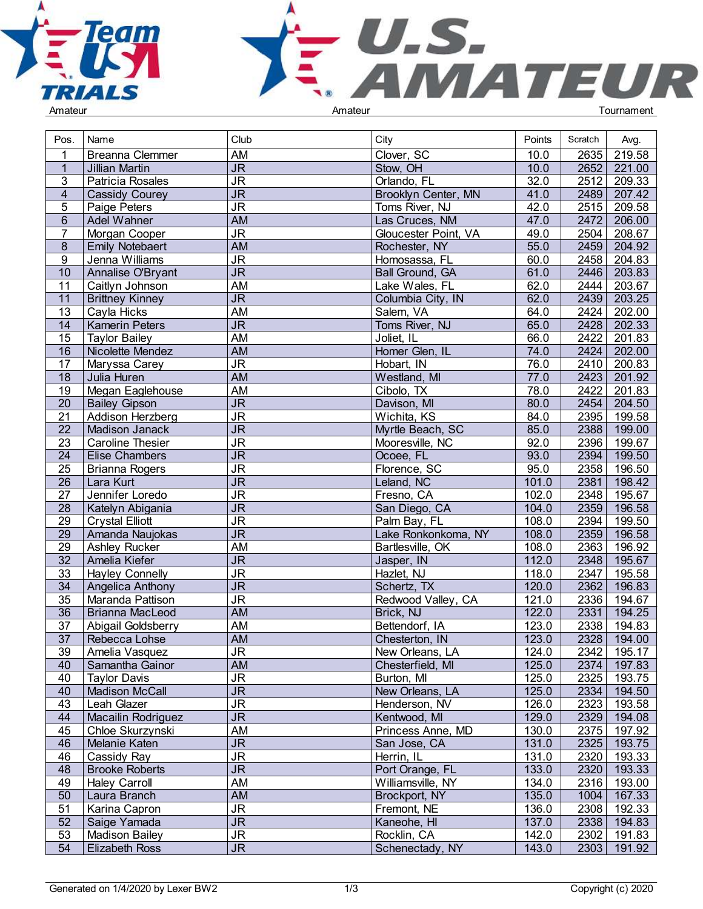Amateur | Amateur | Tournament

| Pos. | Name | Club | City | Points | Scratch | Avg. |
|---|---|---|---|---|---|---|
| 1 | Breanna Clemmer | AM | Clover, SC | 10.0 | 2635 | 219.58 |
| 1 | Jillian Martin | JR | Stow, OH | 10.0 | 2652 | 221.00 |
| 3 | Patricia Rosales | JR | Orlando, FL | 32.0 | 2512 | 209.33 |
| 4 | Cassidy Courey | JR | Brooklyn Center, MN | 41.0 | 2489 | 207.42 |
| 5 | Paige Peters | JR | Toms River, NJ | 42.0 | 2515 | 209.58 |
| 6 | Adel Wahner | AM | Las Cruces, NM | 47.0 | 2472 | 206.00 |
| 7 | Morgan Cooper | JR | Gloucester Point, VA | 49.0 | 2504 | 208.67 |
| 8 | Emily Notebaert | AM | Rochester, NY | 55.0 | 2459 | 204.92 |
| 9 | Jenna Williams | JR | Homosassa, FL | 60.0 | 2458 | 204.83 |
| 10 | Annalise O'Bryant | JR | Ball Ground, GA | 61.0 | 2446 | 203.83 |
| 11 | Caitlyn Johnson | AM | Lake Wales, FL | 62.0 | 2444 | 203.67 |
| 11 | Brittney Kinney | JR | Columbia City, IN | 62.0 | 2439 | 203.25 |
| 13 | Cayla Hicks | AM | Salem, VA | 64.0 | 2424 | 202.00 |
| 14 | Kamerin Peters | JR | Toms River, NJ | 65.0 | 2428 | 202.33 |
| 15 | Taylor Bailey | AM | Joliet, IL | 66.0 | 2422 | 201.83 |
| 16 | Nicolette Mendez | AM | Homer Glen, IL | 74.0 | 2424 | 202.00 |
| 17 | Maryssa Carey | JR | Hobart, IN | 76.0 | 2410 | 200.83 |
| 18 | Julia Huren | AM | Westland, MI | 77.0 | 2423 | 201.92 |
| 19 | Megan Eaglehouse | AM | Cibolo, TX | 78.0 | 2422 | 201.83 |
| 20 | Bailey Gipson | JR | Davison, MI | 80.0 | 2454 | 204.50 |
| 21 | Addison Herzberg | JR | Wichita, KS | 84.0 | 2395 | 199.58 |
| 22 | Madison Janack | JR | Myrtle Beach, SC | 85.0 | 2388 | 199.00 |
| 23 | Caroline Thesier | JR | Mooresville, NC | 92.0 | 2396 | 199.67 |
| 24 | Elise Chambers | JR | Ocoee, FL | 93.0 | 2394 | 199.50 |
| 25 | Brianna Rogers | JR | Florence, SC | 95.0 | 2358 | 196.50 |
| 26 | Lara Kurt | JR | Leland, NC | 101.0 | 2381 | 198.42 |
| 27 | Jennifer Loredo | JR | Fresno, CA | 102.0 | 2348 | 195.67 |
| 28 | Katelyn Abigania | JR | San Diego, CA | 104.0 | 2359 | 196.58 |
| 29 | Crystal Elliott | JR | Palm Bay, FL | 108.0 | 2394 | 199.50 |
| 29 | Amanda Naujokas | JR | Lake Ronkonkoma, NY | 108.0 | 2359 | 196.58 |
| 29 | Ashley Rucker | AM | Bartlesville, OK | 108.0 | 2363 | 196.92 |
| 32 | Amelia Kiefer | JR | Jasper, IN | 112.0 | 2348 | 195.67 |
| 33 | Hayley Connelly | JR | Hazlet, NJ | 118.0 | 2347 | 195.58 |
| 34 | Angelica Anthony | JR | Schertz, TX | 120.0 | 2362 | 196.83 |
| 35 | Maranda Pattison | JR | Redwood Valley, CA | 121.0 | 2336 | 194.67 |
| 36 | Brianna MacLeod | AM | Brick, NJ | 122.0 | 2331 | 194.25 |
| 37 | Abigail Goldsberry | AM | Bettendorf, IA | 123.0 | 2338 | 194.83 |
| 37 | Rebecca Lohse | AM | Chesterton, IN | 123.0 | 2328 | 194.00 |
| 39 | Amelia Vasquez | JR | New Orleans, LA | 124.0 | 2342 | 195.17 |
| 40 | Samantha Gainor | AM | Chesterfield, MI | 125.0 | 2374 | 197.83 |
| 40 | Taylor Davis | JR | Burton, MI | 125.0 | 2325 | 193.75 |
| 40 | Madison McCall | JR | New Orleans, LA | 125.0 | 2334 | 194.50 |
| 43 | Leah Glazer | JR | Henderson, NV | 126.0 | 2323 | 193.58 |
| 44 | Macailin Rodriguez | JR | Kentwood, MI | 129.0 | 2329 | 194.08 |
| 45 | Chloe Skurzynski | AM | Princess Anne, MD | 130.0 | 2375 | 197.92 |
| 46 | Melanie Katen | JR | San Jose, CA | 131.0 | 2325 | 193.75 |
| 46 | Cassidy Ray | JR | Herrin, IL | 131.0 | 2320 | 193.33 |
| 48 | Brooke Roberts | JR | Port Orange, FL | 133.0 | 2320 | 193.33 |
| 49 | Haley Carroll | AM | Williamsville, NY | 134.0 | 2316 | 193.00 |
| 50 | Laura Branch | AM | Brockport, NY | 135.0 | 1004 | 167.33 |
| 51 | Karina Capron | JR | Fremont, NE | 136.0 | 2308 | 192.33 |
| 52 | Saige Yamada | JR | Kaneohe, HI | 137.0 | 2338 | 194.83 |
| 53 | Madison Bailey | JR | Rocklin, CA | 142.0 | 2302 | 191.83 |
| 54 | Elizabeth Ross | JR | Schenectady, NY | 143.0 | 2303 | 191.92 |

Generated on 1/4/2020 by Lexer BW2 | Copyright (c) 2020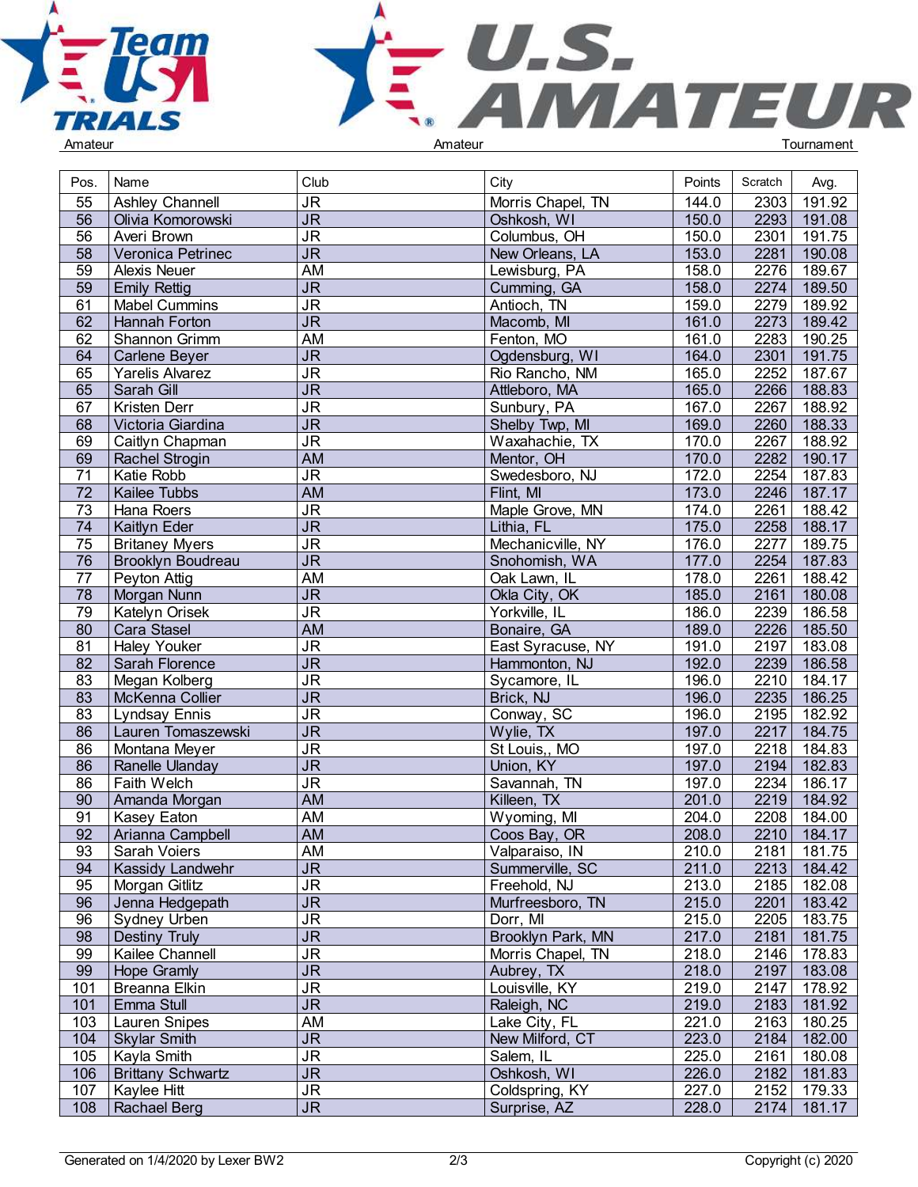Amateur | Amateur | Tournament

| Pos. | Name | Club | City | Points | Scratch | Avg. |
|---|---|---|---|---|---|---|
| 55 | Ashley Channell | JR | Morris Chapel, TN | 144.0 | 2303 | 191.92 |
| 56 | Olivia Komorowski | JR | Oshkosh, WI | 150.0 | 2293 | 191.08 |
| 56 | Averi Brown | JR | Columbus, OH | 150.0 | 2301 | 191.75 |
| 58 | Veronica Petrinec | JR | New Orleans, LA | 153.0 | 2281 | 190.08 |
| 59 | Alexis Neuer | AM | Lewisburg, PA | 158.0 | 2276 | 189.67 |
| 59 | Emily Rettig | JR | Cumming, GA | 158.0 | 2274 | 189.50 |
| 61 | Mabel Cummins | JR | Antioch, TN | 159.0 | 2279 | 189.92 |
| 62 | Hannah Forton | JR | Macomb, MI | 161.0 | 2273 | 189.42 |
| 62 | Shannon Grimm | AM | Fenton, MO | 161.0 | 2283 | 190.25 |
| 64 | Carlene Beyer | JR | Ogdensburg, WI | 164.0 | 2301 | 191.75 |
| 65 | Yarelis Alvarez | JR | Rio Rancho, NM | 165.0 | 2252 | 187.67 |
| 65 | Sarah Gill | JR | Attleboro, MA | 165.0 | 2266 | 188.83 |
| 67 | Kristen Derr | JR | Sunbury, PA | 167.0 | 2267 | 188.92 |
| 68 | Victoria Giardina | JR | Shelby Twp, MI | 169.0 | 2260 | 188.33 |
| 69 | Caitlyn Chapman | JR | Waxahachie, TX | 170.0 | 2267 | 188.92 |
| 69 | Rachel Strogin | AM | Mentor, OH | 170.0 | 2282 | 190.17 |
| 71 | Katie Robb | JR | Swedesboro, NJ | 172.0 | 2254 | 187.83 |
| 72 | Kailee Tubbs | AM | Flint, MI | 173.0 | 2246 | 187.17 |
| 73 | Hana Roers | JR | Maple Grove, MN | 174.0 | 2261 | 188.42 |
| 74 | Kaitlyn Eder | JR | Lithia, FL | 175.0 | 2258 | 188.17 |
| 75 | Britaney Myers | JR | Mechanicville, NY | 176.0 | 2277 | 189.75 |
| 76 | Brooklyn Boudreau | JR | Snohomish, WA | 177.0 | 2254 | 187.83 |
| 77 | Peyton Attig | AM | Oak Lawn, IL | 178.0 | 2261 | 188.42 |
| 78 | Morgan Nunn | JR | Okla City, OK | 185.0 | 2161 | 180.08 |
| 79 | Katelyn Orisek | JR | Yorkville, IL | 186.0 | 2239 | 186.58 |
| 80 | Cara Stasel | AM | Bonaire, GA | 189.0 | 2226 | 185.50 |
| 81 | Haley Youker | JR | East Syracuse, NY | 191.0 | 2197 | 183.08 |
| 82 | Sarah Florence | JR | Hammonton, NJ | 192.0 | 2239 | 186.58 |
| 83 | Megan Kolberg | JR | Sycamore, IL | 196.0 | 2210 | 184.17 |
| 83 | McKenna Collier | JR | Brick, NJ | 196.0 | 2235 | 186.25 |
| 83 | Lyndsay Ennis | JR | Conway, SC | 196.0 | 2195 | 182.92 |
| 86 | Lauren Tomaszewski | JR | Wylie, TX | 197.0 | 2217 | 184.75 |
| 86 | Montana Meyer | JR | St Louis,, MO | 197.0 | 2218 | 184.83 |
| 86 | Ranelle Ulanday | JR | Union, KY | 197.0 | 2194 | 182.83 |
| 86 | Faith Welch | JR | Savannah, TN | 197.0 | 2234 | 186.17 |
| 90 | Amanda Morgan | AM | Killeen, TX | 201.0 | 2219 | 184.92 |
| 91 | Kasey Eaton | AM | Wyoming, MI | 204.0 | 2208 | 184.00 |
| 92 | Arianna Campbell | AM | Coos Bay, OR | 208.0 | 2210 | 184.17 |
| 93 | Sarah Voiers | AM | Valparaiso, IN | 210.0 | 2181 | 181.75 |
| 94 | Kassidy Landwehr | JR | Summerville, SC | 211.0 | 2213 | 184.42 |
| 95 | Morgan Gitlitz | JR | Freehold, NJ | 213.0 | 2185 | 182.08 |
| 96 | Jenna Hedgepath | JR | Murfreesboro, TN | 215.0 | 2201 | 183.42 |
| 96 | Sydney Urben | JR | Dorr, MI | 215.0 | 2205 | 183.75 |
| 98 | Destiny Truly | JR | Brooklyn Park, MN | 217.0 | 2181 | 181.75 |
| 99 | Kailee Channell | JR | Morris Chapel, TN | 218.0 | 2146 | 178.83 |
| 99 | Hope Gramly | JR | Aubrey, TX | 218.0 | 2197 | 183.08 |
| 101 | Breanna Elkin | JR | Louisville, KY | 219.0 | 2147 | 178.92 |
| 101 | Emma Stull | JR | Raleigh, NC | 219.0 | 2183 | 181.92 |
| 103 | Lauren Snipes | AM | Lake City, FL | 221.0 | 2163 | 180.25 |
| 104 | Skylar Smith | JR | New Milford, CT | 223.0 | 2184 | 182.00 |
| 105 | Kayla Smith | JR | Salem, IL | 225.0 | 2161 | 180.08 |
| 106 | Brittany Schwartz | JR | Oshkosh, WI | 226.0 | 2182 | 181.83 |
| 107 | Kaylee Hitt | JR | Coldspring, KY | 227.0 | 2152 | 179.33 |
| 108 | Rachael Berg | JR | Surprise, AZ | 228.0 | 2174 | 181.17 |

Generated on 1/4/2020 by Lexer BW2 | Copyright (c) 2020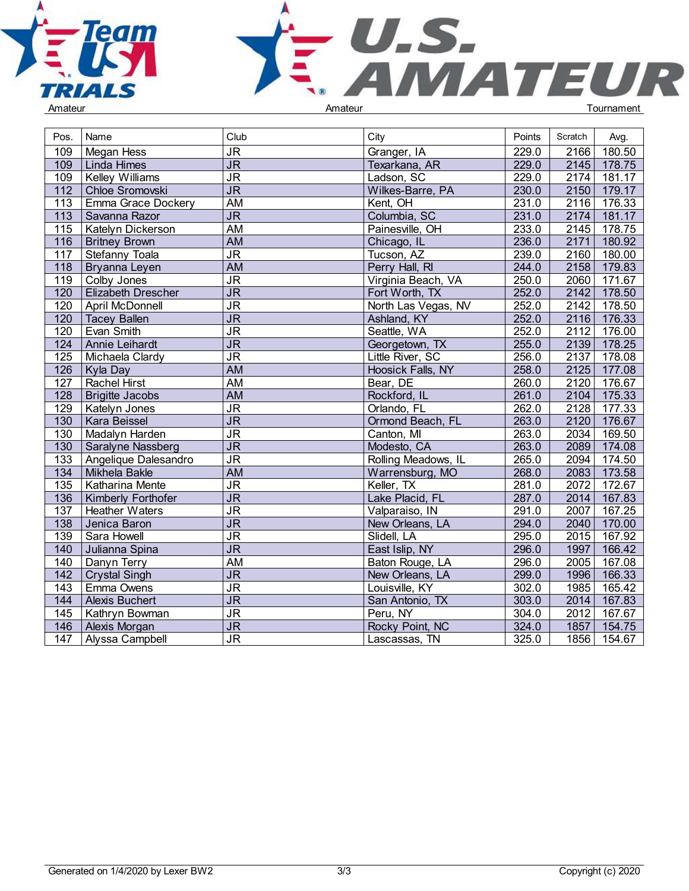| Pos. | Name | Club | City | Points | Scratch | Avg. |
|---|---|---|---|---|---|---|
| 109 | Megan Hess | JR | Granger, IA | 229.0 | 2166 | 180.50 |
| 109 | Linda Himes | JR | Texarkana, AR | 229.0 | 2145 | 178.75 |
| 109 | Kelley Williams | JR | Ladson, SC | 229.0 | 2174 | 181.17 |
| 112 | Chloe Sromovski | JR | Wilkes-Barre, PA | 230.0 | 2150 | 179.17 |
| 113 | Emma Grace Dockery | AM | Kent, OH | 231.0 | 2116 | 176.33 |
| 113 | Savanna Razor | JR | Columbia, SC | 231.0 | 2174 | 181.17 |
| 115 | Katelyn Dickerson | AM | Painesville, OH | 233.0 | 2145 | 178.75 |
| 116 | Britney Brown | AM | Chicago, IL | 236.0 | 2171 | 180.92 |
| 117 | Stefanny Toala | JR | Tucson, AZ | 239.0 | 2160 | 180.00 |
| 118 | Bryanna Leyen | AM | Perry Hall, RI | 244.0 | 2158 | 179.83 |
| 119 | Colby Jones | JR | Virginia Beach, VA | 250.0 | 2060 | 171.67 |
| 120 | Elizabeth Drescher | JR | Fort Worth, TX | 252.0 | 2142 | 178.50 |
| 120 | April McDonnell | JR | North Las Vegas, NV | 252.0 | 2142 | 178.50 |
| 120 | Tacey Ballen | JR | Ashland, KY | 252.0 | 2116 | 176.33 |
| 120 | Evan Smith | JR | Seattle, WA | 252.0 | 2112 | 176.00 |
| 124 | Annie Leihardt | JR | Georgetown, TX | 255.0 | 2139 | 178.25 |
| 125 | Michaela Clardy | JR | Little River, SC | 256.0 | 2137 | 178.08 |
| 126 | Kyla Day | AM | Hoosick Falls, NY | 258.0 | 2125 | 177.08 |
| 127 | Rachel Hirst | AM | Bear, DE | 260.0 | 2120 | 176.67 |
| 128 | Brigitte Jacobs | AM | Rockford, IL | 261.0 | 2104 | 175.33 |
| 129 | Katelyn Jones | JR | Orlando, FL | 262.0 | 2128 | 177.33 |
| 130 | Kara Beissel | JR | Ormond Beach, FL | 263.0 | 2120 | 176.67 |
| 130 | Madalyn Harden | JR | Canton, MI | 263.0 | 2034 | 169.50 |
| 130 | Saralyne Nassberg | JR | Modesto, CA | 263.0 | 2089 | 174.08 |
| 133 | Angelique Dalesandro | JR | Rolling Meadows, IL | 265.0 | 2094 | 174.50 |
| 134 | Mikhela Bakle | AM | Warrensburg, MO | 268.0 | 2083 | 173.58 |
| 135 | Katharina Mente | JR | Keller, TX | 281.0 | 2072 | 172.67 |
| 136 | Kimberly Forthofer | JR | Lake Placid, FL | 287.0 | 2014 | 167.83 |
| 137 | Heather Waters | JR | Valparaiso, IN | 291.0 | 2007 | 167.25 |
| 138 | Jenica Baron | JR | New Orleans, LA | 294.0 | 2040 | 170.00 |
| 139 | Sara Howell | JR | Slidell, LA | 295.0 | 2015 | 167.92 |
| 140 | Julianna Spina | JR | East Islip, NY | 296.0 | 1997 | 166.42 |
| 140 | Danyn Terry | AM | Baton Rouge, LA | 296.0 | 2005 | 167.08 |
| 142 | Crystal Singh | JR | New Orleans, LA | 299.0 | 1996 | 166.33 |
| 143 | Emma Owens | JR | Louisville, KY | 302.0 | 1985 | 165.42 |
| 144 | Alexis Buchert | JR | San Antonio, TX | 303.0 | 2014 | 167.83 |
| 145 | Kathryn Bowman | JR | Peru, NY | 304.0 | 2012 | 167.67 |
| 146 | Alexis Morgan | JR | Rocky Point, NC | 324.0 | 1857 | 154.75 |
| 147 | Alyssa Campbell | JR | Lascassas, TN | 325.0 | 1856 | 154.67 |